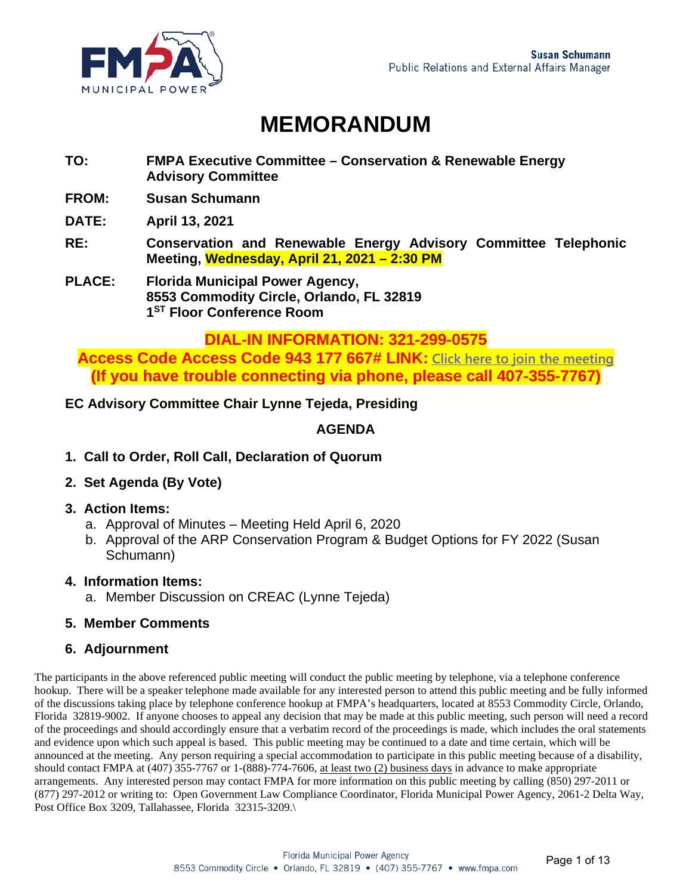Susan Schumann
Public Relations and External Affairs Manager

# MEMORANDUM

**TO:** **FMPA Executive Committee – Conservation & Renewable Energy Advisory Committee**

**FROM:** **Susan Schumann**

**DATE:** **April 13, 2021**

**RE:** **Conservation and Renewable Energy Advisory Committee Telephonic Meeting, Wednesday, April 21, 2021 – 2:30 PM**

**PLACE:** **Florida Municipal Power Agency, 8553 Commodity Circle, Orlando, FL 32819 1ST Floor Conference Room**

**DIAL-IN INFORMATION: 321-299-0575**
**Access Code Access Code 943 177 667# LINK:** Click here to join the meeting
**(If you have trouble connecting via phone, please call 407-355-7767)**

**EC Advisory Committee Chair Lynne Tejeda, Presiding**

## AGENDA

1. **Call to Order, Roll Call, Declaration of Quorum**
2. **Set Agenda (By Vote)**
3. **Action Items:**
   a. Approval of Minutes – Meeting Held April 6, 2020
   b. Approval of the ARP Conservation Program & Budget Options for FY 2022 (Susan Schumann)
4. **Information Items:**
   a. Member Discussion on CREAC (Lynne Tejeda)
5. **Member Comments**
6. **Adjournment**

The participants in the above referenced public meeting will conduct the public meeting by telephone, via a telephone conference hookup. There will be a speaker telephone made available for any interested person to attend this public meeting and be fully informed of the discussions taking place by telephone conference hookup at FMPA's headquarters, located at 8553 Commodity Circle, Orlando, Florida 32819-9002. If anyone chooses to appeal any decision that may be made at this public meeting, such person will need a record of the proceedings and should accordingly ensure that a verbatim record of the proceedings is made, which includes the oral statements and evidence upon which such appeal is based. This public meeting may be continued to a date and time certain, which will be announced at the meeting. Any person requiring a special accommodation to participate in this public meeting because of a disability, should contact FMPA at (407) 355-7767 or 1-(888)-774-7606, at least two (2) business days in advance to make appropriate arrangements. Any interested person may contact FMPA for more information on this public meeting by calling (850) 297-2011 or (877) 297-2012 or writing to: Open Government Law Compliance Coordinator, Florida Municipal Power Agency, 2061-2 Delta Way, Post Office Box 3209, Tallahassee, Florida 32315-3209.\

Florida Municipal Power Agency
8553 Commodity Circle • Orlando, FL 32819 • (407) 355-7767 • www.fmpa.com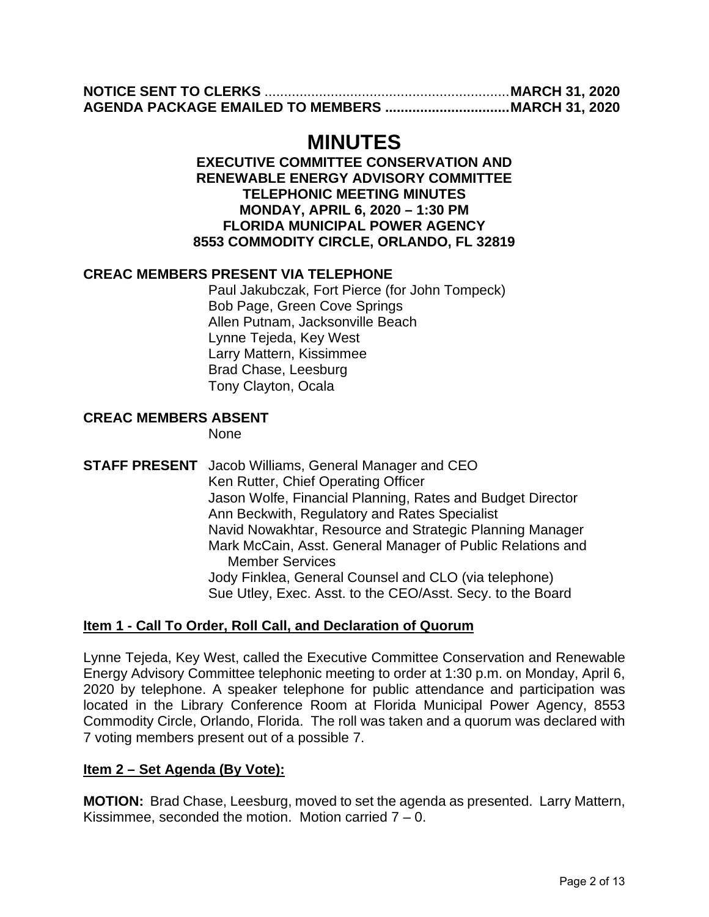**NOTICE SENT TO CLERKS** ............................................................**MARCH 31, 2020**
**AGENDA PACKAGE EMAILED TO MEMBERS** ...............................**MARCH 31, 2020**

# MINUTES

**EXECUTIVE COMMITTEE CONSERVATION AND RENEWABLE ENERGY ADVISORY COMMITTEE TELEPHONIC MEETING MINUTES MONDAY, APRIL 6, 2020 – 1:30 PM FLORIDA MUNICIPAL POWER AGENCY 8553 COMMODITY CIRCLE, ORLANDO, FL 32819**

**CREAC MEMBERS PRESENT VIA TELEPHONE**

Paul Jakubczak, Fort Pierce (for John Tompeck)
Bob Page, Green Cove Springs
Allen Putnam, Jacksonville Beach
Lynne Tejeda, Key West
Larry Mattern, Kissimmee
Brad Chase, Leesburg
Tony Clayton, Ocala

**CREAC MEMBERS ABSENT**

None

**STAFF PRESENT**

Jacob Williams, General Manager and CEO
Ken Rutter, Chief Operating Officer
Jason Wolfe, Financial Planning, Rates and Budget Director
Ann Beckwith, Regulatory and Rates Specialist
Navid Nowakhtar, Resource and Strategic Planning Manager
Mark McCain, Asst. General Manager of Public Relations and Member Services
Jody Finklea, General Counsel and CLO (via telephone)
Sue Utley, Exec. Asst. to the CEO/Asst. Secy. to the Board

## Item 1 - Call To Order, Roll Call, and Declaration of Quorum

Lynne Tejeda, Key West, called the Executive Committee Conservation and Renewable Energy Advisory Committee telephonic meeting to order at 1:30 p.m. on Monday, April 6, 2020 by telephone. A speaker telephone for public attendance and participation was located in the Library Conference Room at Florida Municipal Power Agency, 8553 Commodity Circle, Orlando, Florida. The roll was taken and a quorum was declared with 7 voting members present out of a possible 7.

## Item 2 – Set Agenda (By Vote):

**MOTION:** Brad Chase, Leesburg, moved to set the agenda as presented. Larry Mattern, Kissimmee, seconded the motion. Motion carried 7 – 0.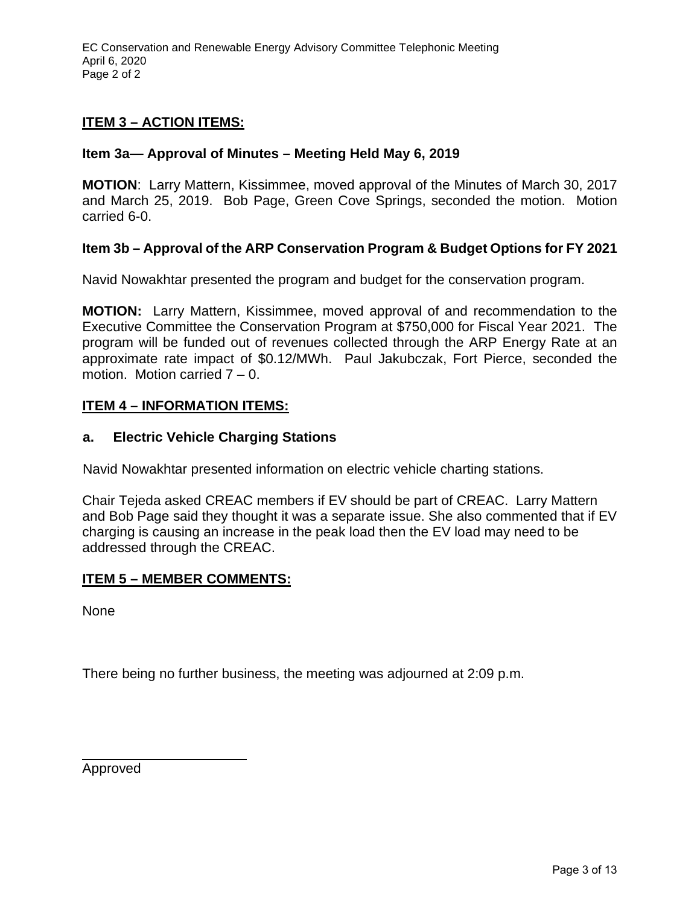## ITEM 3 – ACTION ITEMS:

### Item 3a— Approval of Minutes – Meeting Held May 6, 2019

**MOTION**: Larry Mattern, Kissimmee, moved approval of the Minutes of March 30, 2017 and March 25, 2019. Bob Page, Green Cove Springs, seconded the motion. Motion carried 6-0.

### Item 3b – Approval of the ARP Conservation Program & Budget Options for FY 2021

Navid Nowakhtar presented the program and budget for the conservation program.

**MOTION:** Larry Mattern, Kissimmee, moved approval of and recommendation to the Executive Committee the Conservation Program at $750,000 for Fiscal Year 2021. The program will be funded out of revenues collected through the ARP Energy Rate at an approximate rate impact of $0.12/MWh. Paul Jakubczak, Fort Pierce, seconded the motion. Motion carried 7 – 0.

## ITEM 4 – INFORMATION ITEMS:

### a. Electric Vehicle Charging Stations

Navid Nowakhtar presented information on electric vehicle charting stations.

Chair Tejeda asked CREAC members if EV should be part of CREAC. Larry Mattern and Bob Page said they thought it was a separate issue. She also commented that if EV charging is causing an increase in the peak load then the EV load may need to be addressed through the CREAC.

## ITEM 5 – MEMBER COMMENTS:

None

There being no further business, the meeting was adjourned at 2:09 p.m.

\_\_\_\_\_\_\_\_\_\_\_\_\_\_\_\_\_\_\_\_\_\_\_\_

Approved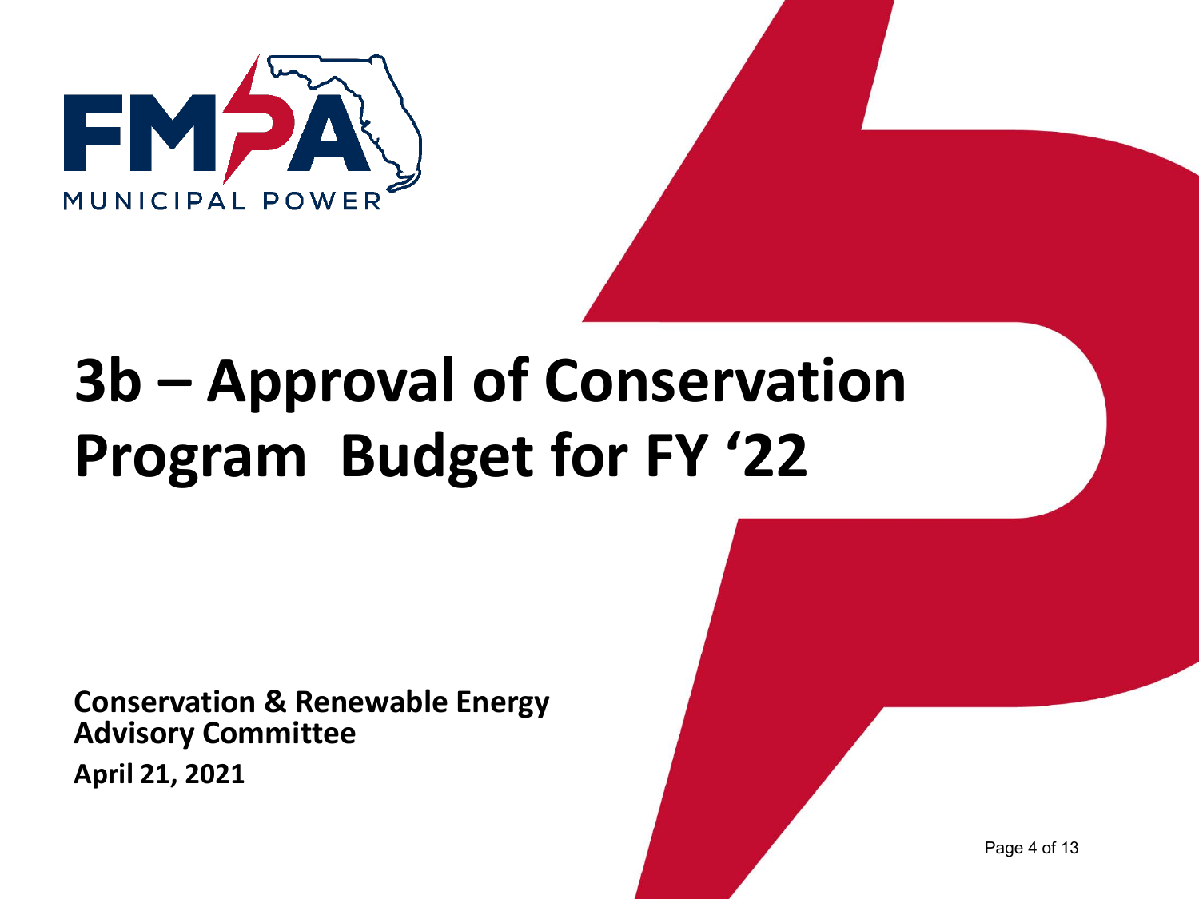# 3b – Approval of Conservation Program Budget for FY '22

**Conservation & Renewable Energy Advisory Committee**

**April 21, 2021**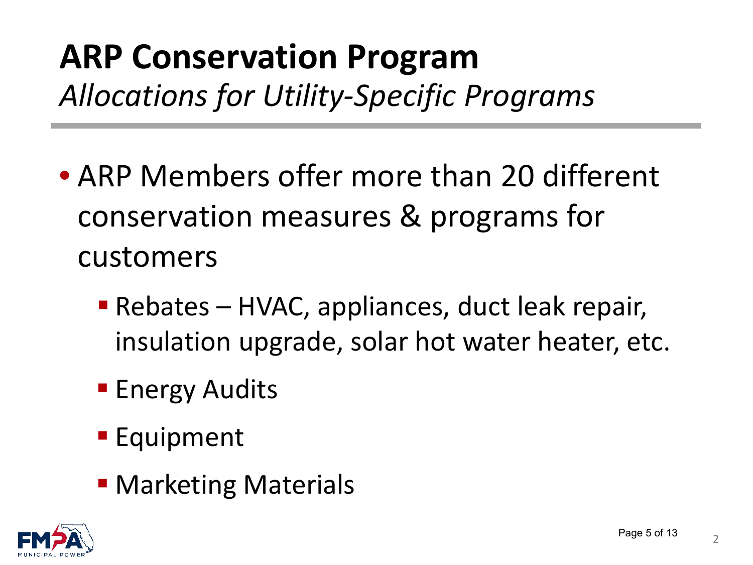# ARP Conservation Program

*Allocations for Utility-Specific Programs*

- ARP Members offer more than 20 different conservation measures & programs for customers
  - Rebates – HVAC, appliances, duct leak repair, insulation upgrade, solar hot water heater, etc.
  - Energy Audits
  - Equipment
  - Marketing Materials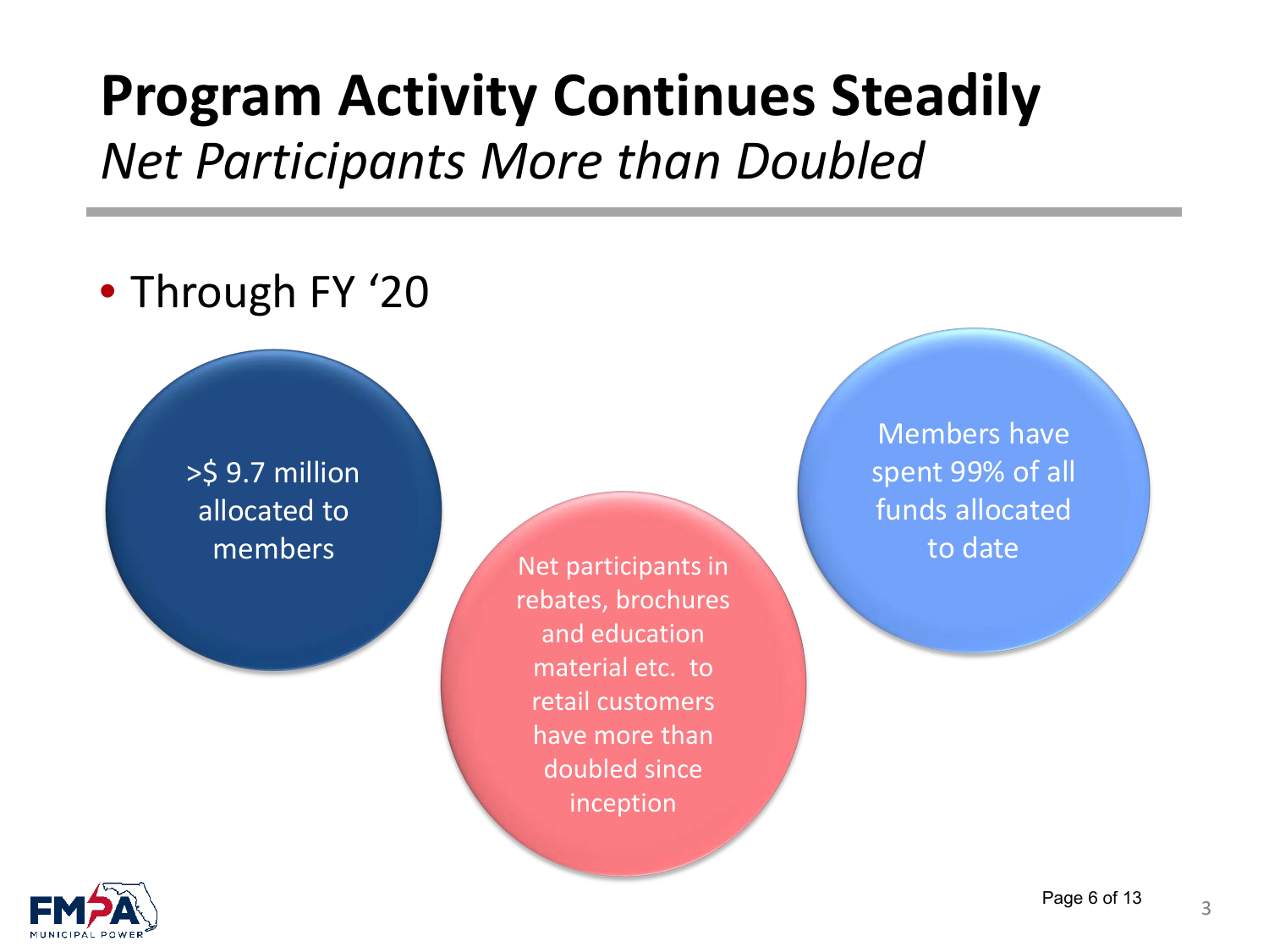# Program Activity Continues Steadily

*Net Participants More than Doubled*

- Through FY '20

>$ 9.7 million allocated to members

Net participants in rebates, brochures and education material etc. to retail customers have more than doubled since inception

Members have spent 99% of all funds allocated to date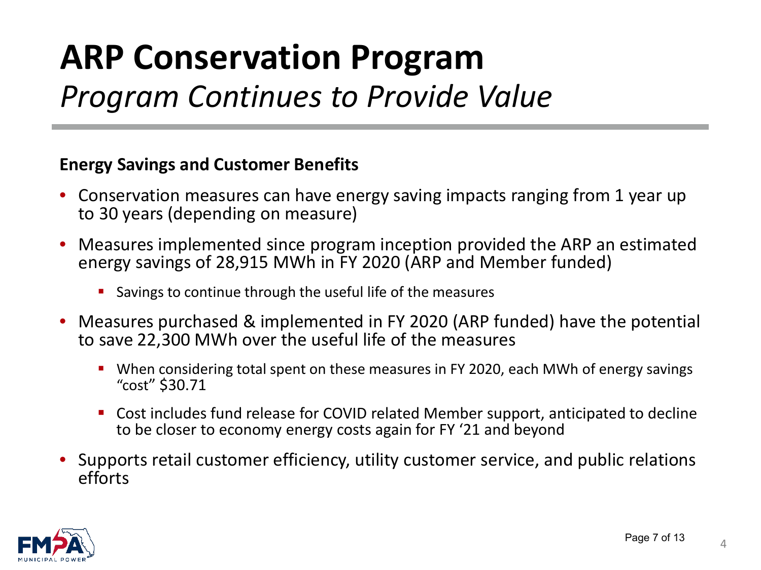# ARP Conservation Program

## *Program Continues to Provide Value*

### Energy Savings and Customer Benefits

- Conservation measures can have energy saving impacts ranging from 1 year up to 30 years (depending on measure)
- Measures implemented since program inception provided the ARP an estimated energy savings of 28,915 MWh in FY 2020 (ARP and Member funded)
  - Savings to continue through the useful life of the measures
- Measures purchased & implemented in FY 2020 (ARP funded) have the potential to save 22,300 MWh over the useful life of the measures
  - When considering total spent on these measures in FY 2020, each MWh of energy savings "cost" $30.71
  - Cost includes fund release for COVID related Member support, anticipated to decline to be closer to economy energy costs again for FY '21 and beyond
- Supports retail customer efficiency, utility customer service, and public relations efforts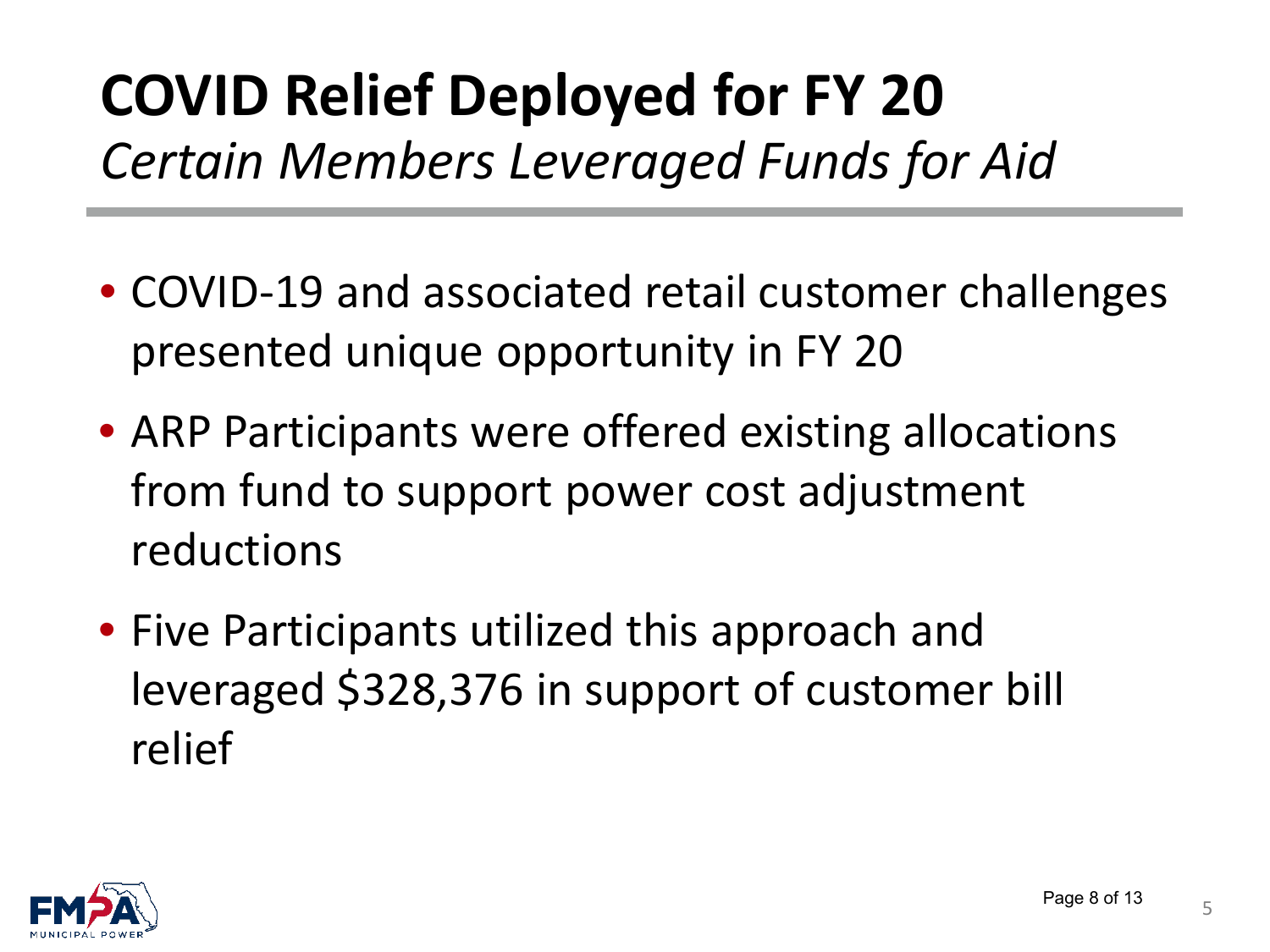# COVID Relief Deployed for FY 20

*Certain Members Leveraged Funds for Aid*

- COVID-19 and associated retail customer challenges presented unique opportunity in FY 20
- ARP Participants were offered existing allocations from fund to support power cost adjustment reductions
- Five Participants utilized this approach and leveraged $328,376 in support of customer bill relief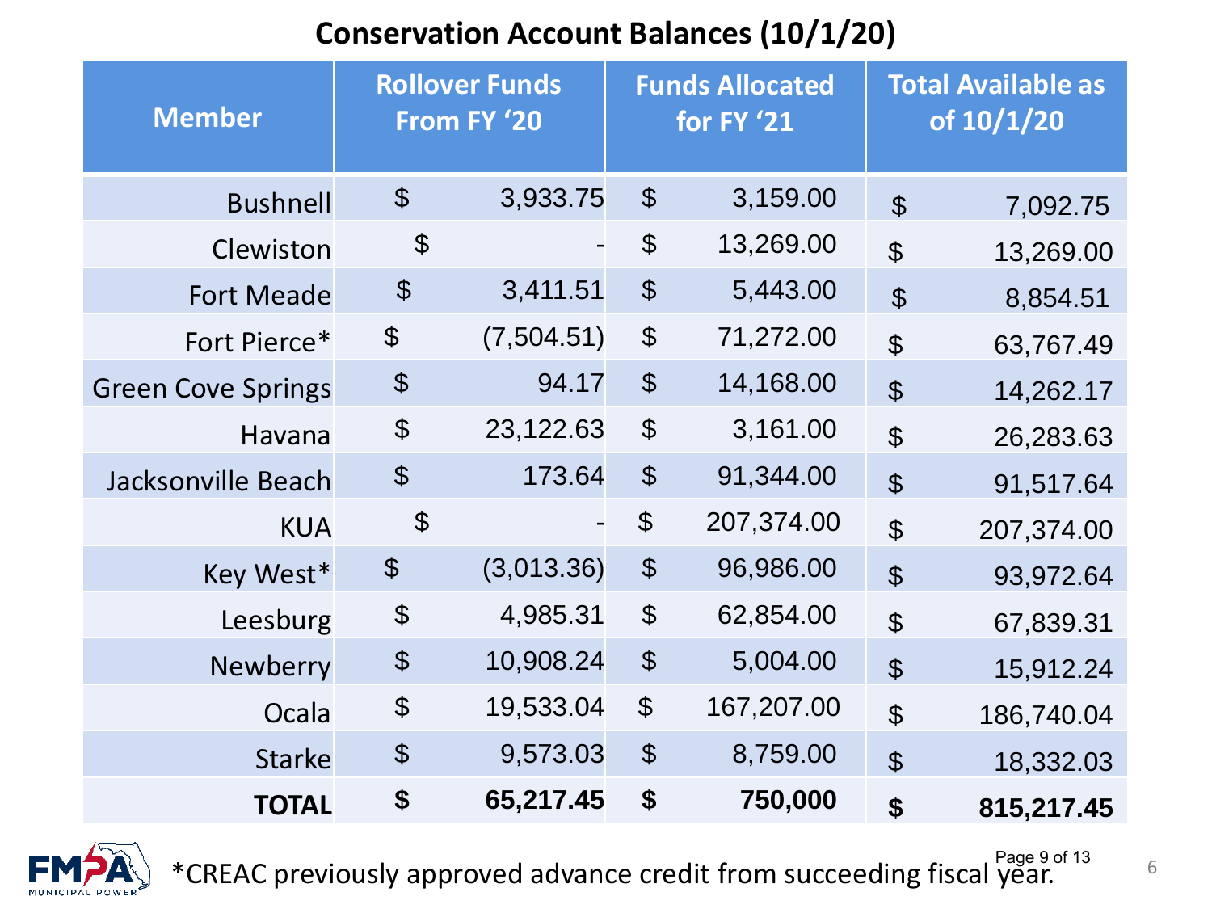## Conservation Account Balances (10/1/20)

| Member | Rollover Funds From FY '20 | Funds Allocated for FY '21 | Total Available as of 10/1/20 |
|---|---|---|---|
| Bushnell | $ 3,933.75 | $ 3,159.00 | $ 7,092.75 |
| Clewiston | $ - | $ 13,269.00 | $ 13,269.00 |
| Fort Meade | $ 3,411.51 | $ 5,443.00 | $ 8,854.51 |
| Fort Pierce* | $ (7,504.51) | $ 71,272.00 | $ 63,767.49 |
| Green Cove Springs | $ 94.17 | $ 14,168.00 | $ 14,262.17 |
| Havana | $ 23,122.63 | $ 3,161.00 | $ 26,283.63 |
| Jacksonville Beach | $ 173.64 | $ 91,344.00 | $ 91,517.64 |
| KUA | $ - | $ 207,374.00 | $ 207,374.00 |
| Key West* | $ (3,013.36) | $ 96,986.00 | $ 93,972.64 |
| Leesburg | $ 4,985.31 | $ 62,854.00 | $ 67,839.31 |
| Newberry | $ 10,908.24 | $ 5,004.00 | $ 15,912.24 |
| Ocala | $ 19,533.04 | $ 167,207.00 | $ 186,740.04 |
| Starke | $ 9,573.03 | $ 8,759.00 | $ 18,332.03 |
| **TOTAL** | **$ 65,217.45** | **$ 750,000** | **$ 815,217.45** |

*CREAC previously approved advance credit from succeeding fiscal year.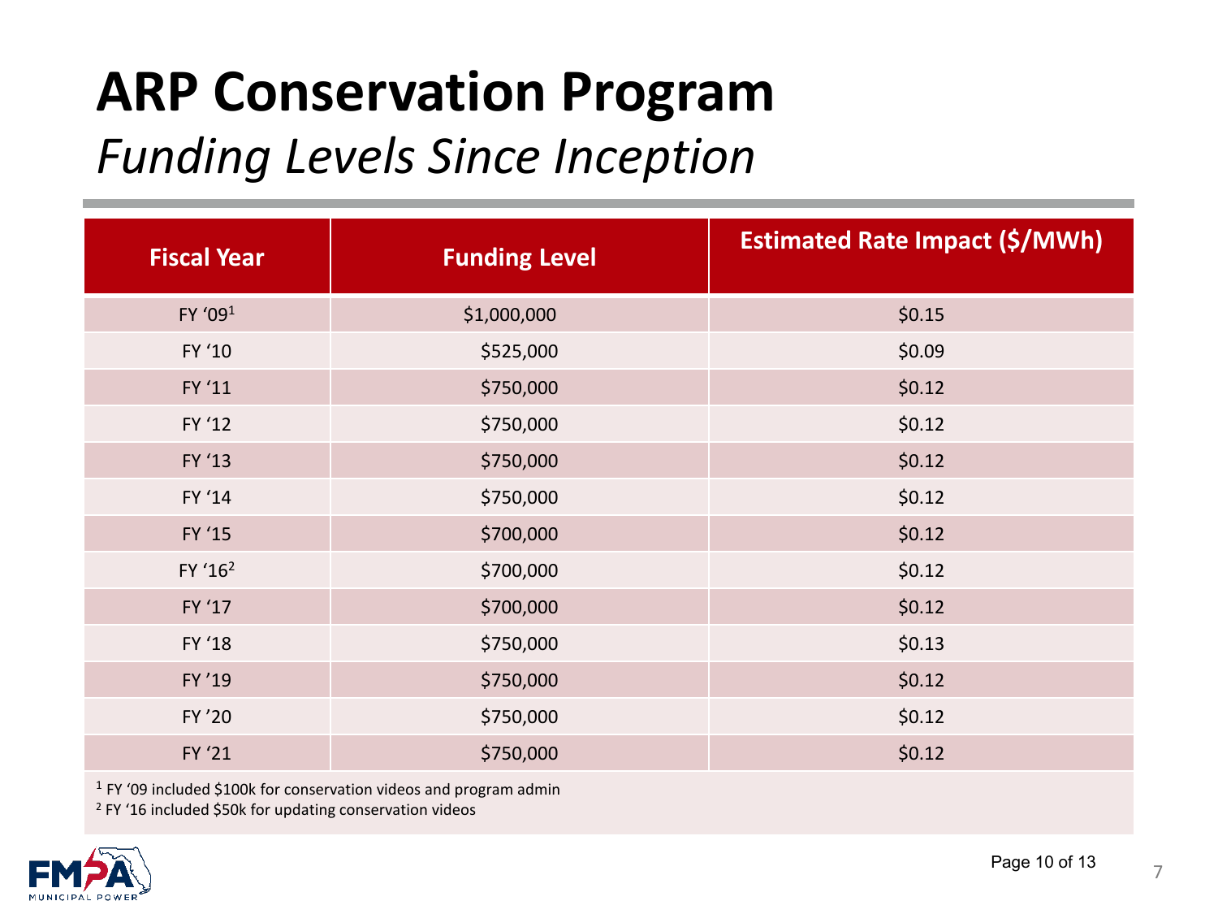# ARP Conservation Program

## *Funding Levels Since Inception*

| Fiscal Year | Funding Level | Estimated Rate Impact ($/MWh) |
|---|---|---|
| FY '09[1] | $1,000,000 | $0.15 |
| FY '10 | $525,000 | $0.09 |
| FY '11 | $750,000 | $0.12 |
| FY '12 | $750,000 | $0.12 |
| FY '13 | $750,000 | $0.12 |
| FY '14 | $750,000 | $0.12 |
| FY '15 | $700,000 | $0.12 |
| FY '16[2] | $700,000 | $0.12 |
| FY '17 | $700,000 | $0.12 |
| FY '18 | $750,000 | $0.13 |
| FY '19 | $750,000 | $0.12 |
| FY '20 | $750,000 | $0.12 |
| FY '21 | $750,000 | $0.12 |

[1] FY '09 included $100k for conservation videos and program admin

[2] FY '16 included $50k for updating conservation videos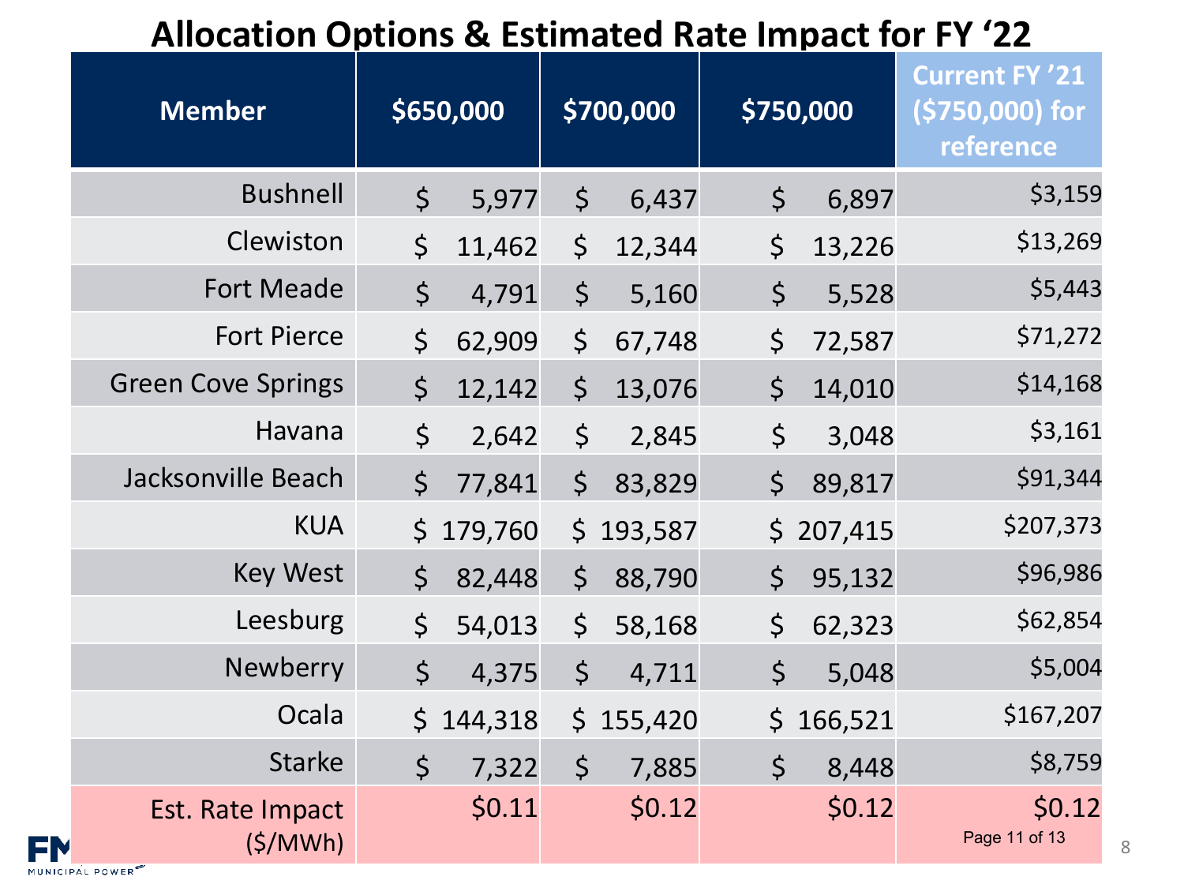# Allocation Options & Estimated Rate Impact for FY '22

| Member | $650,000 | $700,000 | $750,000 | Current FY '21 ($750,000) for reference |
|---|---|---|---|---|
| Bushnell | $ 5,977 | $ 6,437 | $ 6,897 | $3,159 |
| Clewiston | $ 11,462 | $ 12,344 | $ 13,226 | $13,269 |
| Fort Meade | $ 4,791 | $ 5,160 | $ 5,528 | $5,443 |
| Fort Pierce | $ 62,909 | $ 67,748 | $ 72,587 | $71,272 |
| Green Cove Springs | $ 12,142 | $ 13,076 | $ 14,010 | $14,168 |
| Havana | $ 2,642 | $ 2,845 | $ 3,048 | $3,161 |
| Jacksonville Beach | $ 77,841 | $ 83,829 | $ 89,817 | $91,344 |
| KUA | $ 179,760 | $ 193,587 | $ 207,415 | $207,373 |
| Key West | $ 82,448 | $ 88,790 | $ 95,132 | $96,986 |
| Leesburg | $ 54,013 | $ 58,168 | $ 62,323 | $62,854 |
| Newberry | $ 4,375 | $ 4,711 | $ 5,048 | $5,004 |
| Ocala | $ 144,318 | $ 155,420 | $ 166,521 | $167,207 |
| Starke | $ 7,322 | $ 7,885 | $ 8,448 | $8,759 |
| Est. Rate Impact ($/MWh) | $0.11 | $0.12 | $0.12 | $0.12 |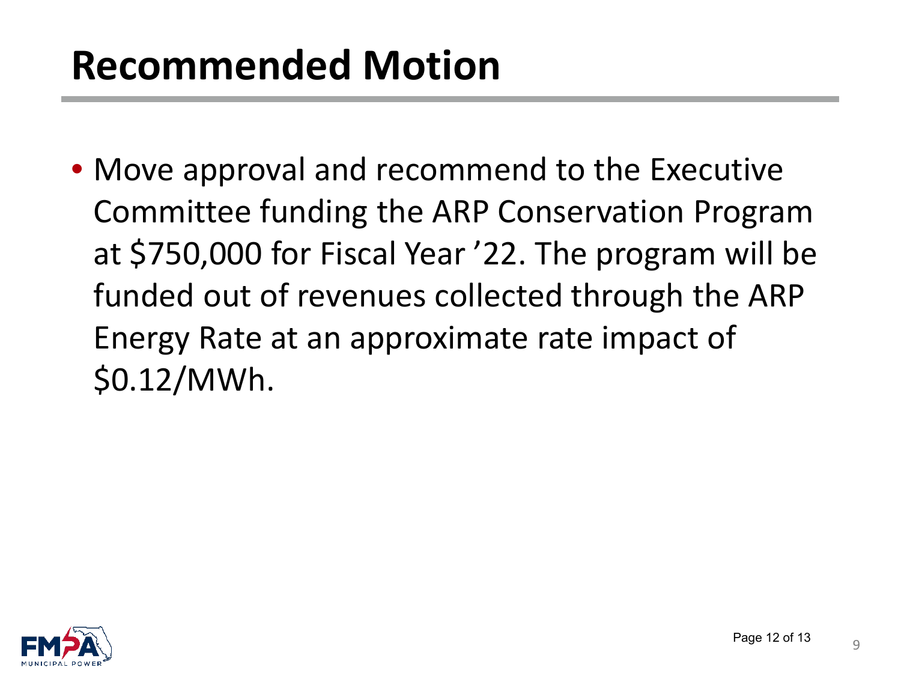# Recommended Motion

- Move approval and recommend to the Executive Committee funding the ARP Conservation Program at $750,000 for Fiscal Year ’22. The program will be funded out of revenues collected through the ARP Energy Rate at an approximate rate impact of $0.12/MWh.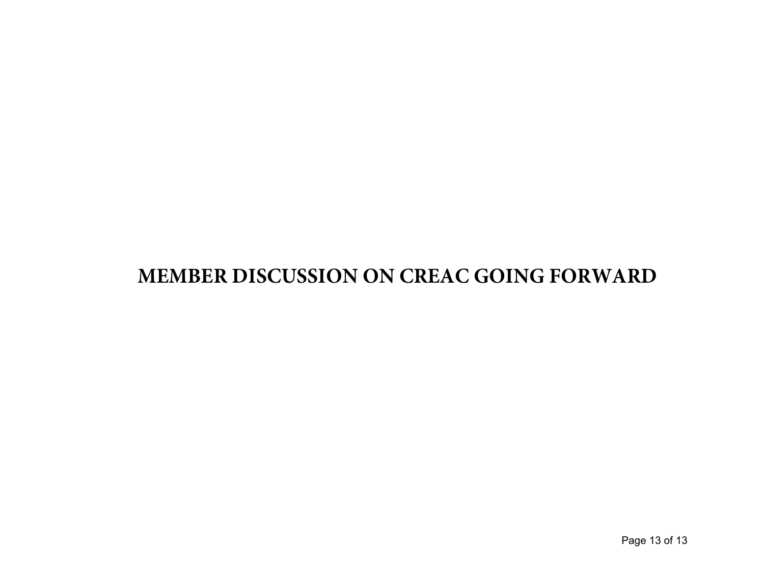# MEMBER DISCUSSION ON CREAC GOING FORWARD